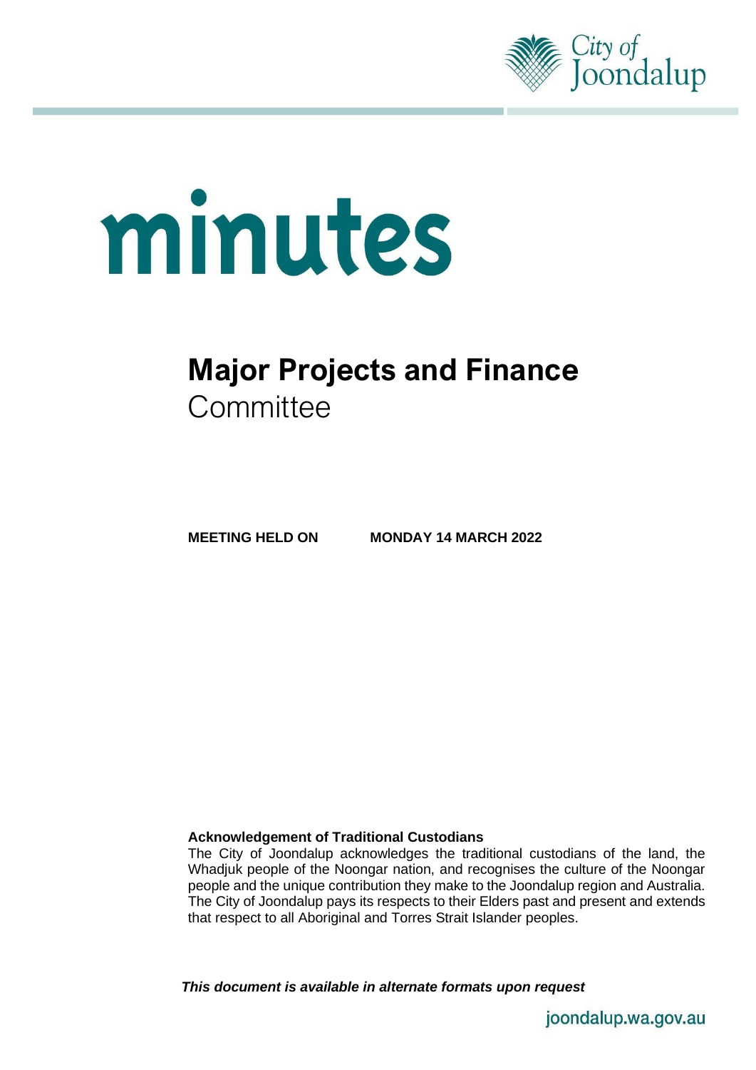City of Joondalup

# minutes

## Major Projects and Finance Committee

**MEETING HELD ON MONDAY 14 MARCH 2022**

**Acknowledgement of Traditional Custodians**

The City of Joondalup acknowledges the traditional custodians of the land, the Whadjuk people of the Noongar nation, and recognises the culture of the Noongar people and the unique contribution they make to the Joondalup region and Australia. The City of Joondalup pays its respects to their Elders past and present and extends that respect to all Aboriginal and Torres Strait Islander peoples.

***This document is available in alternate formats upon request***

joondalup.wa.gov.au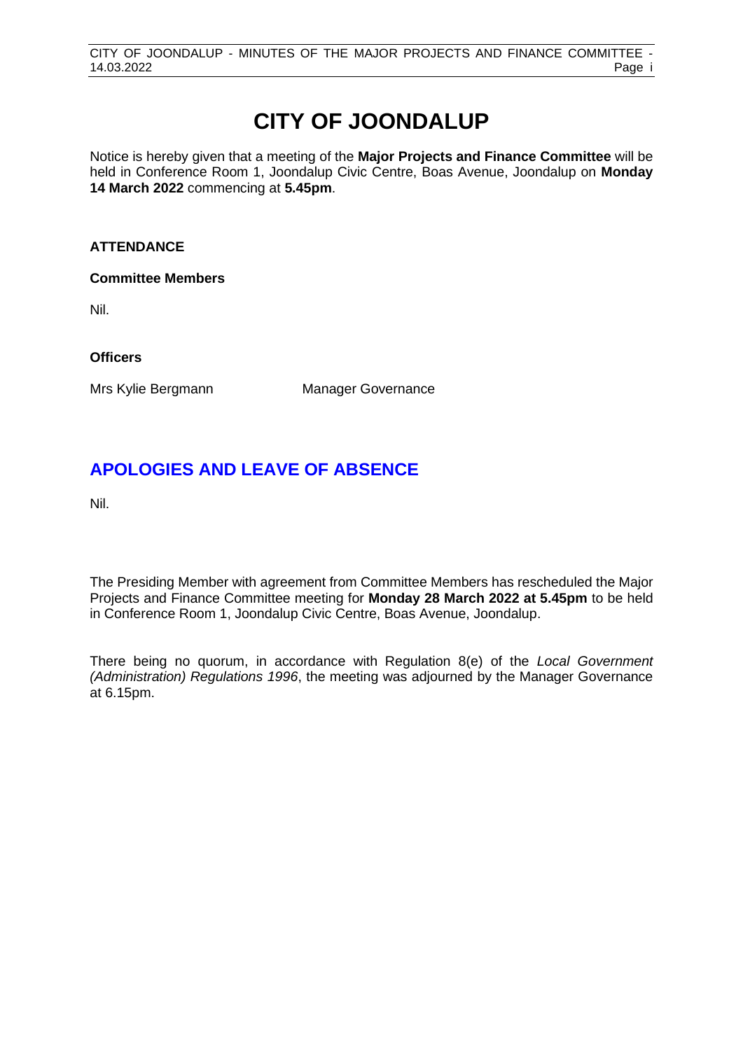# CITY OF JOONDALUP

Notice is hereby given that a meeting of the **Major Projects and Finance Committee** will be held in Conference Room 1, Joondalup Civic Centre, Boas Avenue, Joondalup on **Monday 14 March 2022** commencing at **5.45pm**.

**ATTENDANCE**

**Committee Members**

Nil.

**Officers**

Mrs Kylie Bergmann Manager Governance

## APOLOGIES AND LEAVE OF ABSENCE

Nil.

The Presiding Member with agreement from Committee Members has rescheduled the Major Projects and Finance Committee meeting for **Monday 28 March 2022 at 5.45pm** to be held in Conference Room 1, Joondalup Civic Centre, Boas Avenue, Joondalup.

There being no quorum, in accordance with Regulation 8(e) of the *Local Government (Administration) Regulations 1996*, the meeting was adjourned by the Manager Governance at 6.15pm.